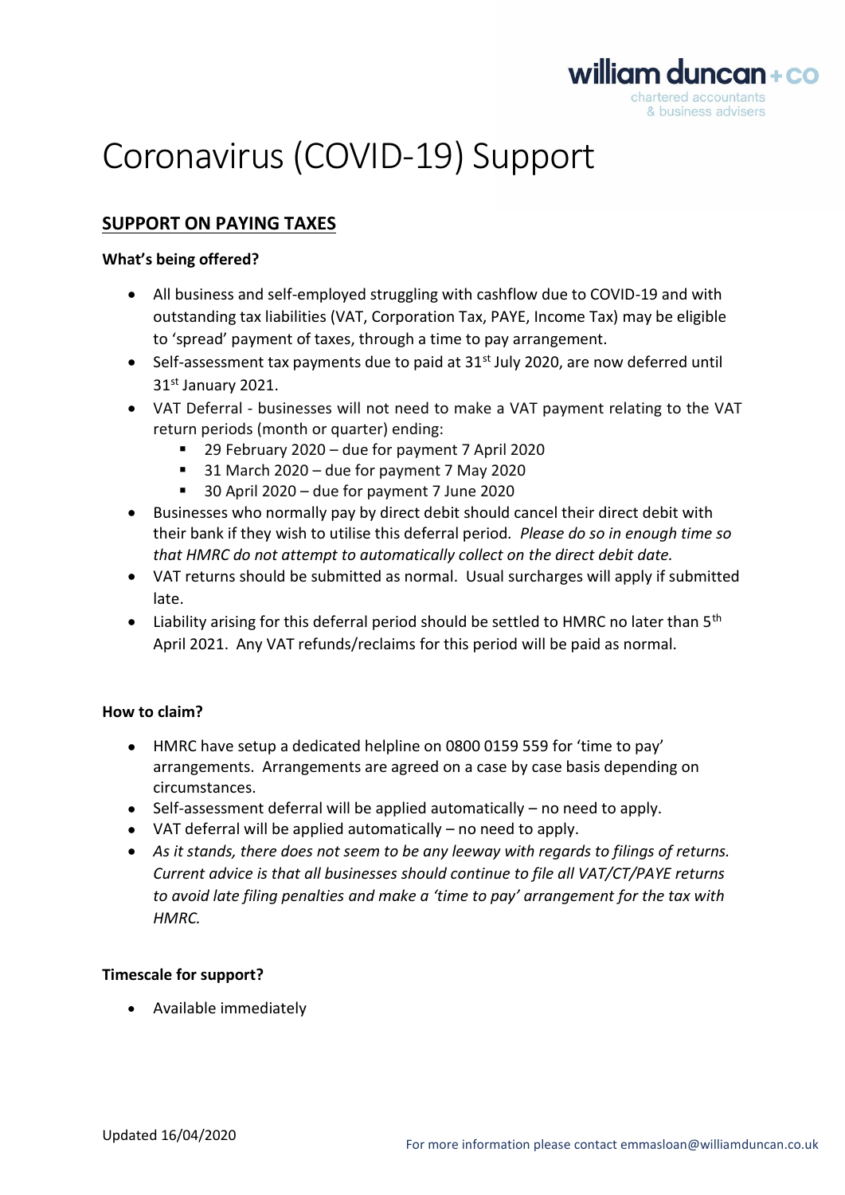# Coronavirus (COVID-19) Support

## SUPPORT ON PAYING TAXES

**What's being offered?**

- All business and self-employed struggling with cashflow due to COVID-19 and with outstanding tax liabilities (VAT, Corporation Tax, PAYE, Income Tax) may be eligible to 'spread' payment of taxes, through a time to pay arrangement.
- Self-assessment tax payments due to paid at 31st July 2020, are now deferred until 31st January 2021.
- VAT Deferral - businesses will not need to make a VAT payment relating to the VAT return periods (month or quarter) ending:
  - 29 February 2020 – due for payment 7 April 2020
  - 31 March 2020 – due for payment 7 May 2020
  - 30 April 2020 – due for payment 7 June 2020
- Businesses who normally pay by direct debit should cancel their direct debit with their bank if they wish to utilise this deferral period. *Please do so in enough time so that HMRC do not attempt to automatically collect on the direct debit date.*
- VAT returns should be submitted as normal. Usual surcharges will apply if submitted late.
- Liability arising for this deferral period should be settled to HMRC no later than 5th April 2021. Any VAT refunds/reclaims for this period will be paid as normal.

**How to claim?**

- HMRC have setup a dedicated helpline on 0800 0159 559 for 'time to pay' arrangements. Arrangements are agreed on a case by case basis depending on circumstances.
- Self-assessment deferral will be applied automatically – no need to apply.
- VAT deferral will be applied automatically – no need to apply.
- *As it stands, there does not seem to be any leeway with regards to filings of returns. Current advice is that all businesses should continue to file all VAT/CT/PAYE returns to avoid late filing penalties and make a 'time to pay' arrangement for the tax with HMRC.*

**Timescale for support?**

- Available immediately

Updated 16/04/2020

For more information please contact emmasloan@williamduncan.co.uk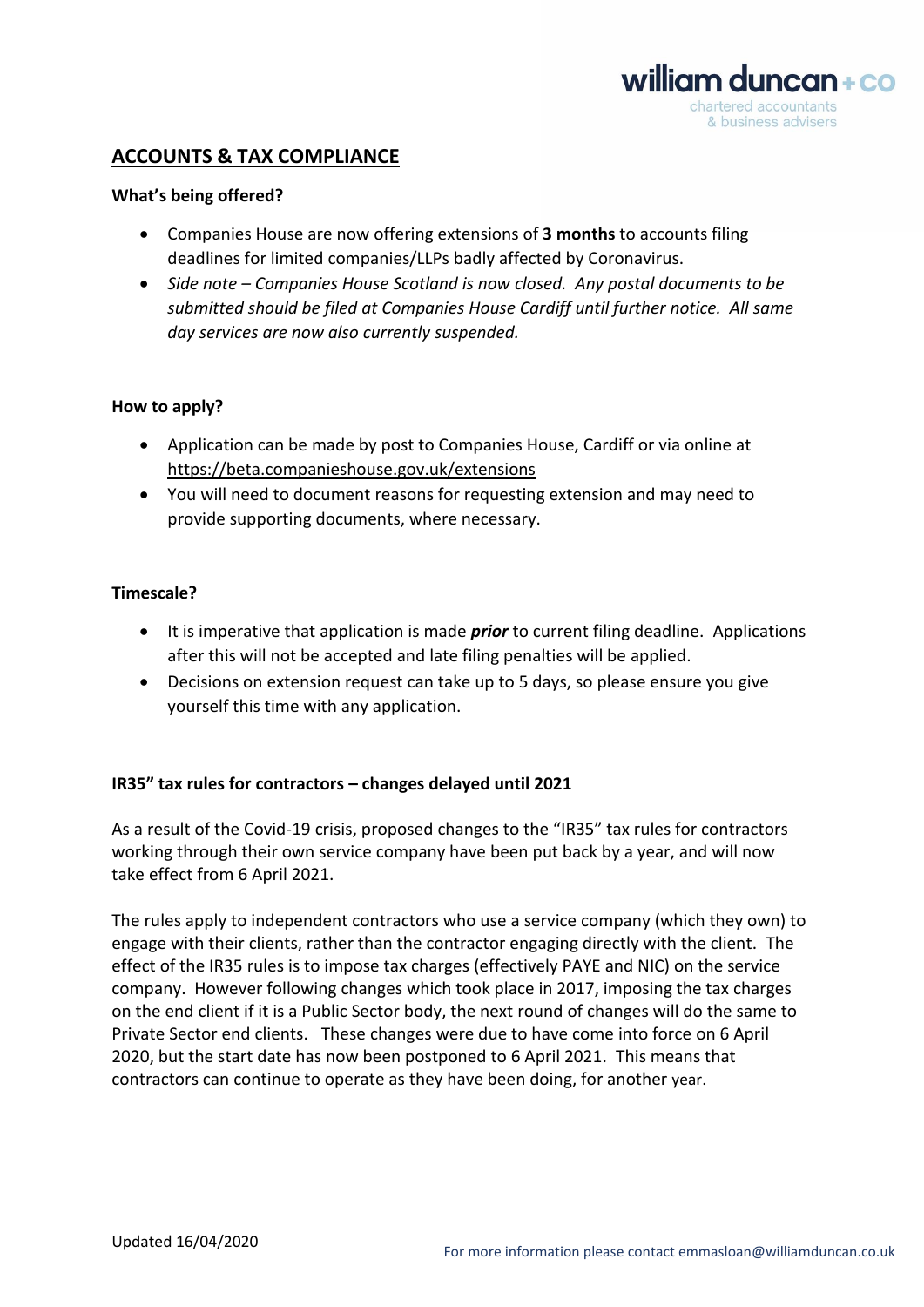## ACCOUNTS & TAX COMPLIANCE

**What's being offered?**

- Companies House are now offering extensions of **3 months** to accounts filing deadlines for limited companies/LLPs badly affected by Coronavirus.
- *Side note – Companies House Scotland is now closed. Any postal documents to be submitted should be filed at Companies House Cardiff until further notice. All same day services are now also currently suspended.*

**How to apply?**

- Application can be made by post to Companies House, Cardiff or via online at https://beta.companieshouse.gov.uk/extensions
- You will need to document reasons for requesting extension and may need to provide supporting documents, where necessary.

**Timescale?**

- It is imperative that application is made ***prior*** to current filing deadline. Applications after this will not be accepted and late filing penalties will be applied.
- Decisions on extension request can take up to 5 days, so please ensure you give yourself this time with any application.

**IR35" tax rules for contractors – changes delayed until 2021**

As a result of the Covid-19 crisis, proposed changes to the "IR35" tax rules for contractors working through their own service company have been put back by a year, and will now take effect from 6 April 2021.

The rules apply to independent contractors who use a service company (which they own) to engage with their clients, rather than the contractor engaging directly with the client. The effect of the IR35 rules is to impose tax charges (effectively PAYE and NIC) on the service company. However following changes which took place in 2017, imposing the tax charges on the end client if it is a Public Sector body, the next round of changes will do the same to Private Sector end clients. These changes were due to have come into force on 6 April 2020, but the start date has now been postponed to 6 April 2021. This means that contractors can continue to operate as they have been doing, for another year.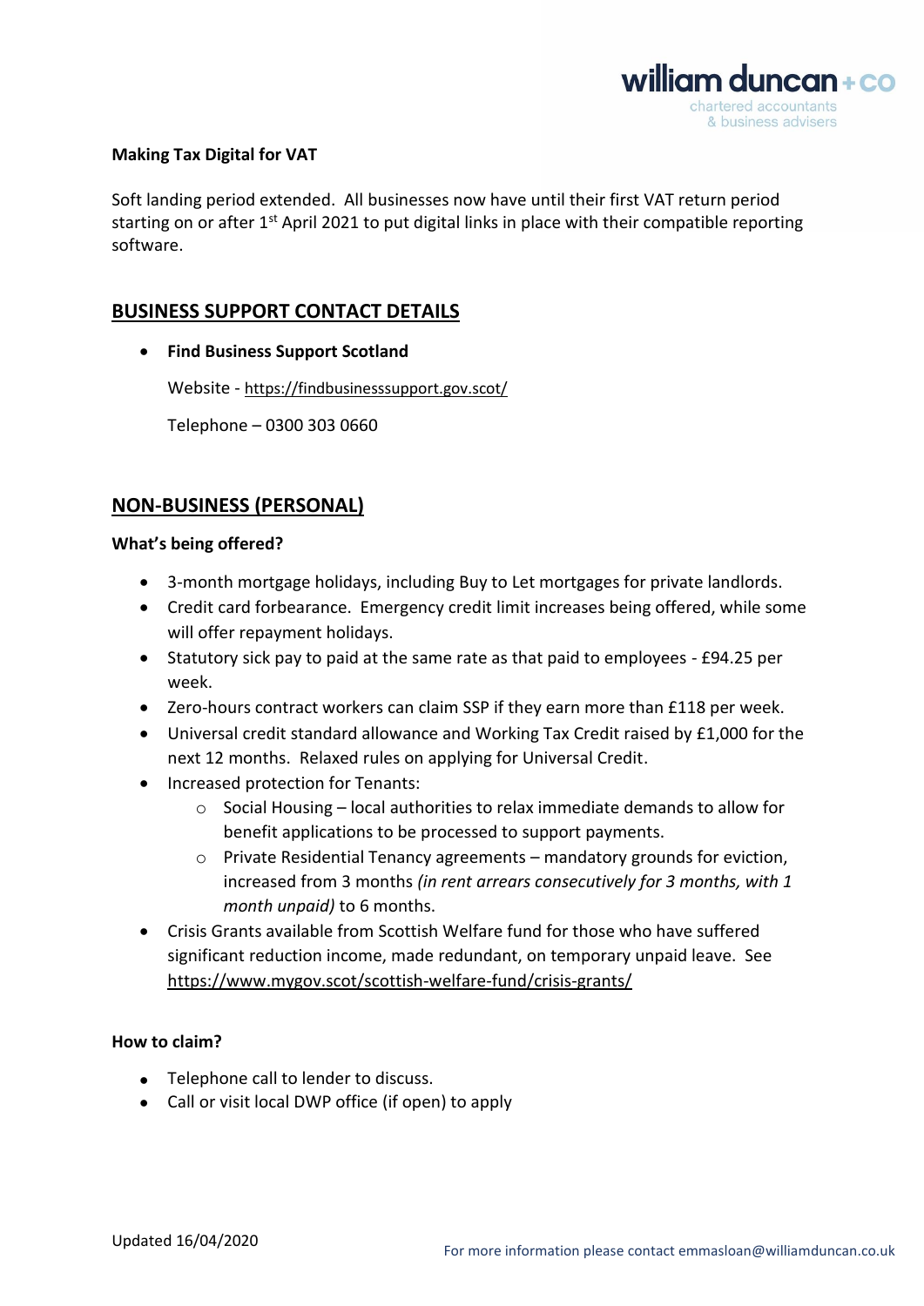**Making Tax Digital for VAT**

Soft landing period extended. All businesses now have until their first VAT return period starting on or after 1st April 2021 to put digital links in place with their compatible reporting software.

## BUSINESS SUPPORT CONTACT DETAILS

- **Find Business Support Scotland**

  Website - https://findbusinesssupport.gov.scot/

  Telephone – 0300 303 0660

## NON-BUSINESS (PERSONAL)

**What's being offered?**

- 3-month mortgage holidays, including Buy to Let mortgages for private landlords.
- Credit card forbearance. Emergency credit limit increases being offered, while some will offer repayment holidays.
- Statutory sick pay to paid at the same rate as that paid to employees - £94.25 per week.
- Zero-hours contract workers can claim SSP if they earn more than £118 per week.
- Universal credit standard allowance and Working Tax Credit raised by £1,000 for the next 12 months. Relaxed rules on applying for Universal Credit.
- Increased protection for Tenants:
  - Social Housing – local authorities to relax immediate demands to allow for benefit applications to be processed to support payments.
  - Private Residential Tenancy agreements – mandatory grounds for eviction, increased from 3 months *(in rent arrears consecutively for 3 months, with 1 month unpaid)* to 6 months.
- Crisis Grants available from Scottish Welfare fund for those who have suffered significant reduction income, made redundant, on temporary unpaid leave. See https://www.mygov.scot/scottish-welfare-fund/crisis-grants/

**How to claim?**

- Telephone call to lender to discuss.
- Call or visit local DWP office (if open) to apply

Updated 16/04/2020

For more information please contact emmasloan@williamduncan.co.uk